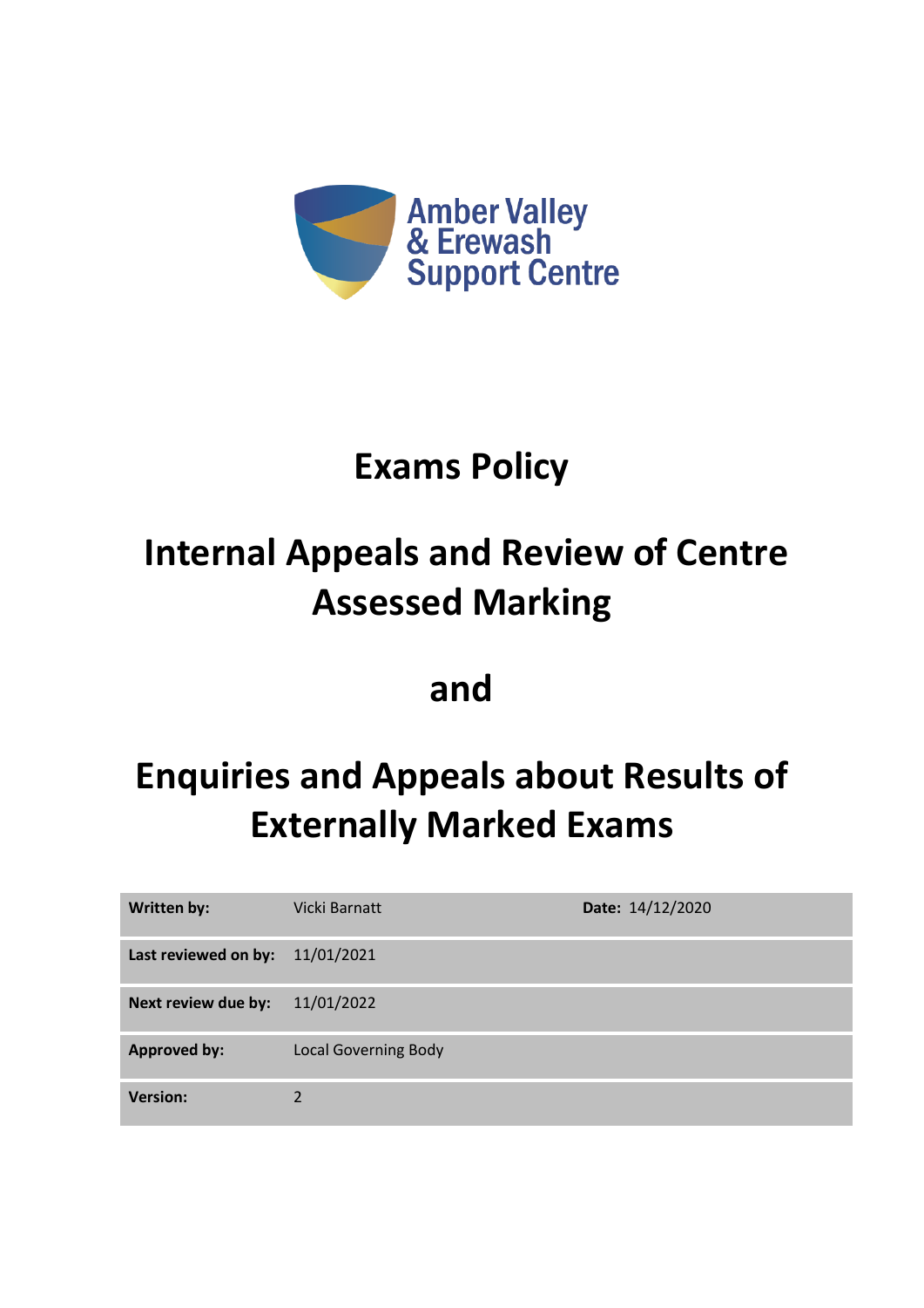Amber Valley
& Erewash
Support Centre

# Exams Policy

# Internal Appeals and Review of Centre Assessed Marking

# and

# Enquiries and Appeals about Results of Externally Marked Exams

| **Written by:** | Vicki Barnatt | **Date:** 14/12/2020 |
|---|---|---|
| **Last reviewed on by:** | 11/01/2021 | |
| **Next review due by:** | 11/01/2022 | |
| **Approved by:** | Local Governing Body | |
| **Version:** | 2 | |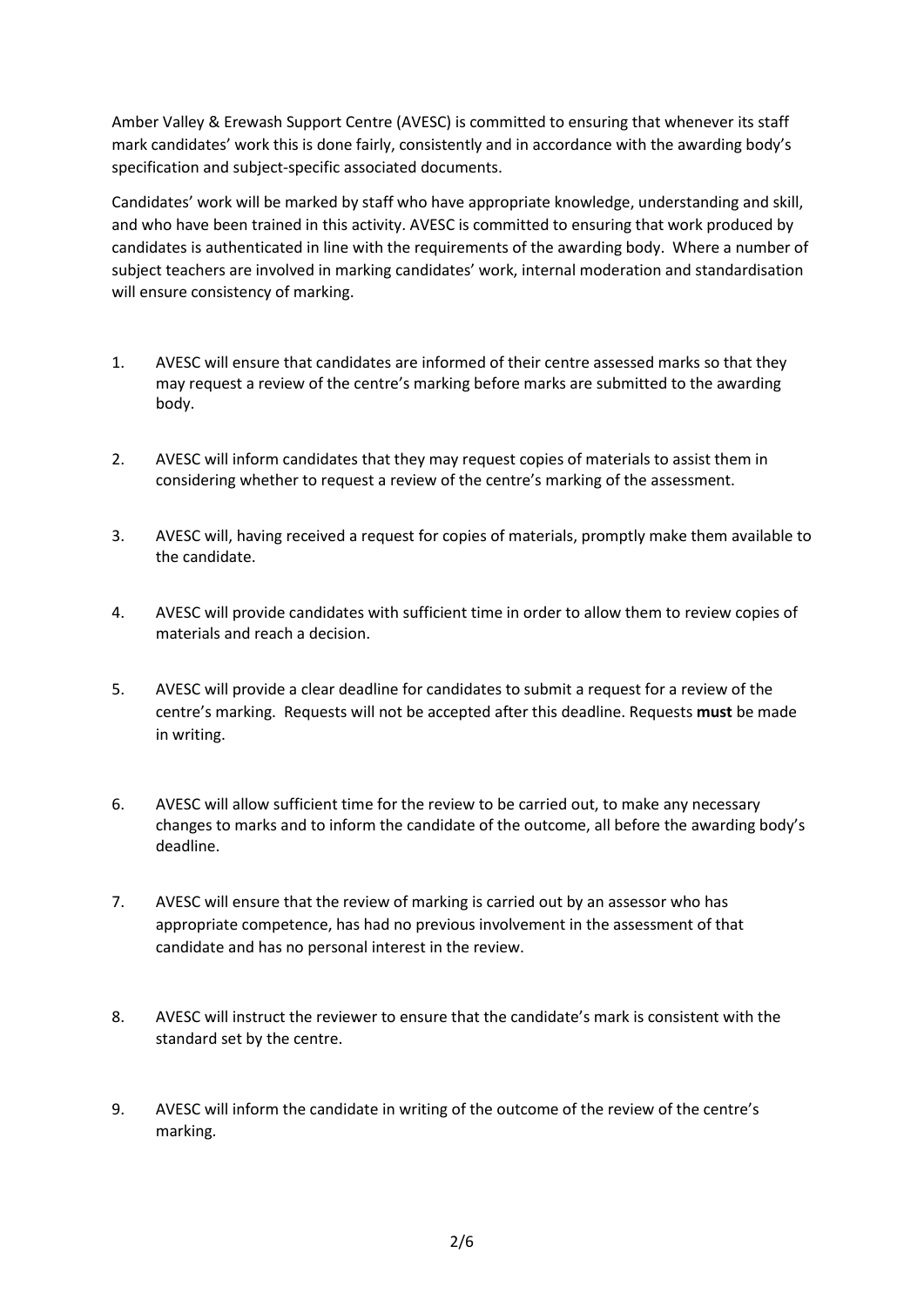Amber Valley & Erewash Support Centre (AVESC) is committed to ensuring that whenever its staff mark candidates' work this is done fairly, consistently and in accordance with the awarding body's specification and subject-specific associated documents.

Candidates' work will be marked by staff who have appropriate knowledge, understanding and skill, and who have been trained in this activity. AVESC is committed to ensuring that work produced by candidates is authenticated in line with the requirements of the awarding body. Where a number of subject teachers are involved in marking candidates' work, internal moderation and standardisation will ensure consistency of marking.

1. AVESC will ensure that candidates are informed of their centre assessed marks so that they may request a review of the centre's marking before marks are submitted to the awarding body.

2. AVESC will inform candidates that they may request copies of materials to assist them in considering whether to request a review of the centre's marking of the assessment.

3. AVESC will, having received a request for copies of materials, promptly make them available to the candidate.

4. AVESC will provide candidates with sufficient time in order to allow them to review copies of materials and reach a decision.

5. AVESC will provide a clear deadline for candidates to submit a request for a review of the centre's marking. Requests will not be accepted after this deadline. Requests **must** be made in writing.

6. AVESC will allow sufficient time for the review to be carried out, to make any necessary changes to marks and to inform the candidate of the outcome, all before the awarding body's deadline.

7. AVESC will ensure that the review of marking is carried out by an assessor who has appropriate competence, has had no previous involvement in the assessment of that candidate and has no personal interest in the review.

8. AVESC will instruct the reviewer to ensure that the candidate's mark is consistent with the standard set by the centre.

9. AVESC will inform the candidate in writing of the outcome of the review of the centre's marking.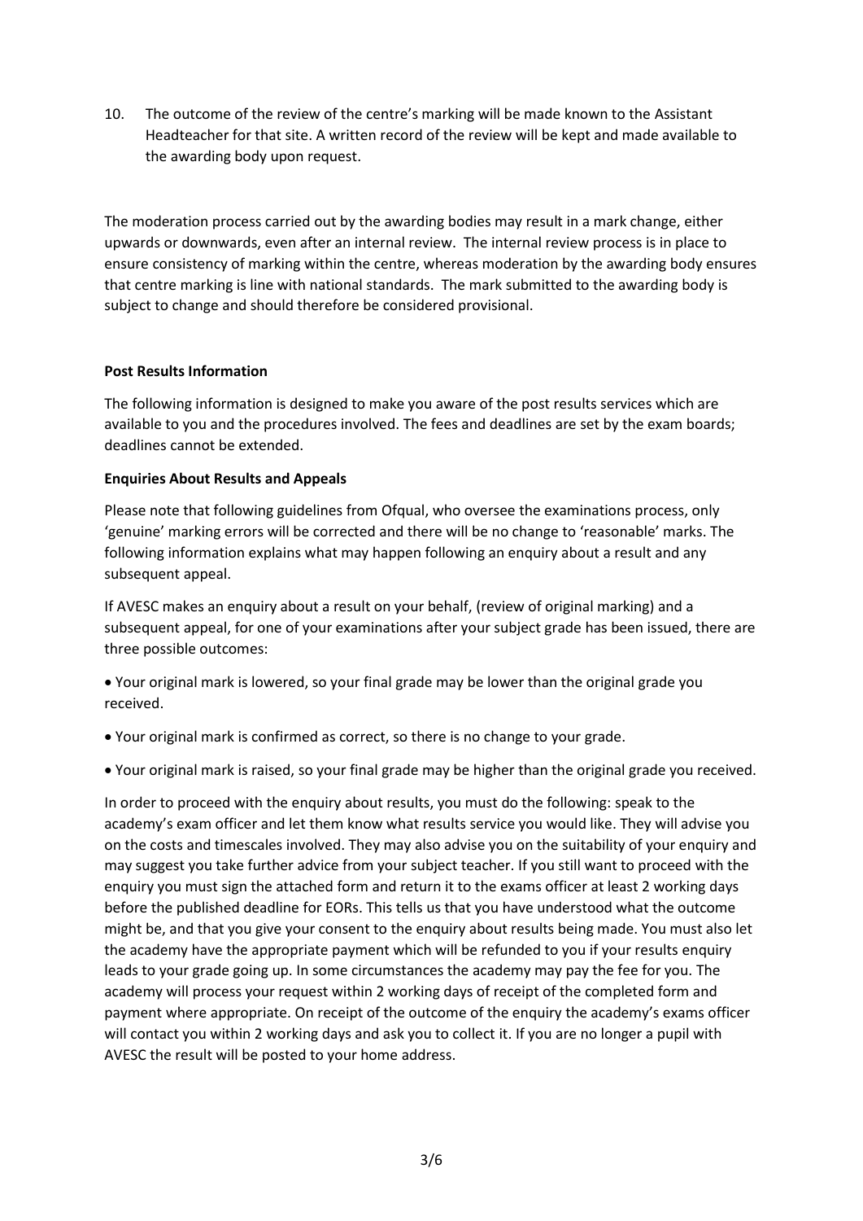10. The outcome of the review of the centre's marking will be made known to the Assistant Headteacher for that site. A written record of the review will be kept and made available to the awarding body upon request.

The moderation process carried out by the awarding bodies may result in a mark change, either upwards or downwards, even after an internal review. The internal review process is in place to ensure consistency of marking within the centre, whereas moderation by the awarding body ensures that centre marking is line with national standards. The mark submitted to the awarding body is subject to change and should therefore be considered provisional.

**Post Results Information**

The following information is designed to make you aware of the post results services which are available to you and the procedures involved. The fees and deadlines are set by the exam boards; deadlines cannot be extended.

**Enquiries About Results and Appeals**

Please note that following guidelines from Ofqual, who oversee the examinations process, only 'genuine' marking errors will be corrected and there will be no change to 'reasonable' marks. The following information explains what may happen following an enquiry about a result and any subsequent appeal.

If AVESC makes an enquiry about a result on your behalf, (review of original marking) and a subsequent appeal, for one of your examinations after your subject grade has been issued, there are three possible outcomes:

- Your original mark is lowered, so your final grade may be lower than the original grade you received.
- Your original mark is confirmed as correct, so there is no change to your grade.
- Your original mark is raised, so your final grade may be higher than the original grade you received.

In order to proceed with the enquiry about results, you must do the following: speak to the academy's exam officer and let them know what results service you would like. They will advise you on the costs and timescales involved. They may also advise you on the suitability of your enquiry and may suggest you take further advice from your subject teacher. If you still want to proceed with the enquiry you must sign the attached form and return it to the exams officer at least 2 working days before the published deadline for EORs. This tells us that you have understood what the outcome might be, and that you give your consent to the enquiry about results being made. You must also let the academy have the appropriate payment which will be refunded to you if your results enquiry leads to your grade going up. In some circumstances the academy may pay the fee for you. The academy will process your request within 2 working days of receipt of the completed form and payment where appropriate. On receipt of the outcome of the enquiry the academy's exams officer will contact you within 2 working days and ask you to collect it. If you are no longer a pupil with AVESC the result will be posted to your home address.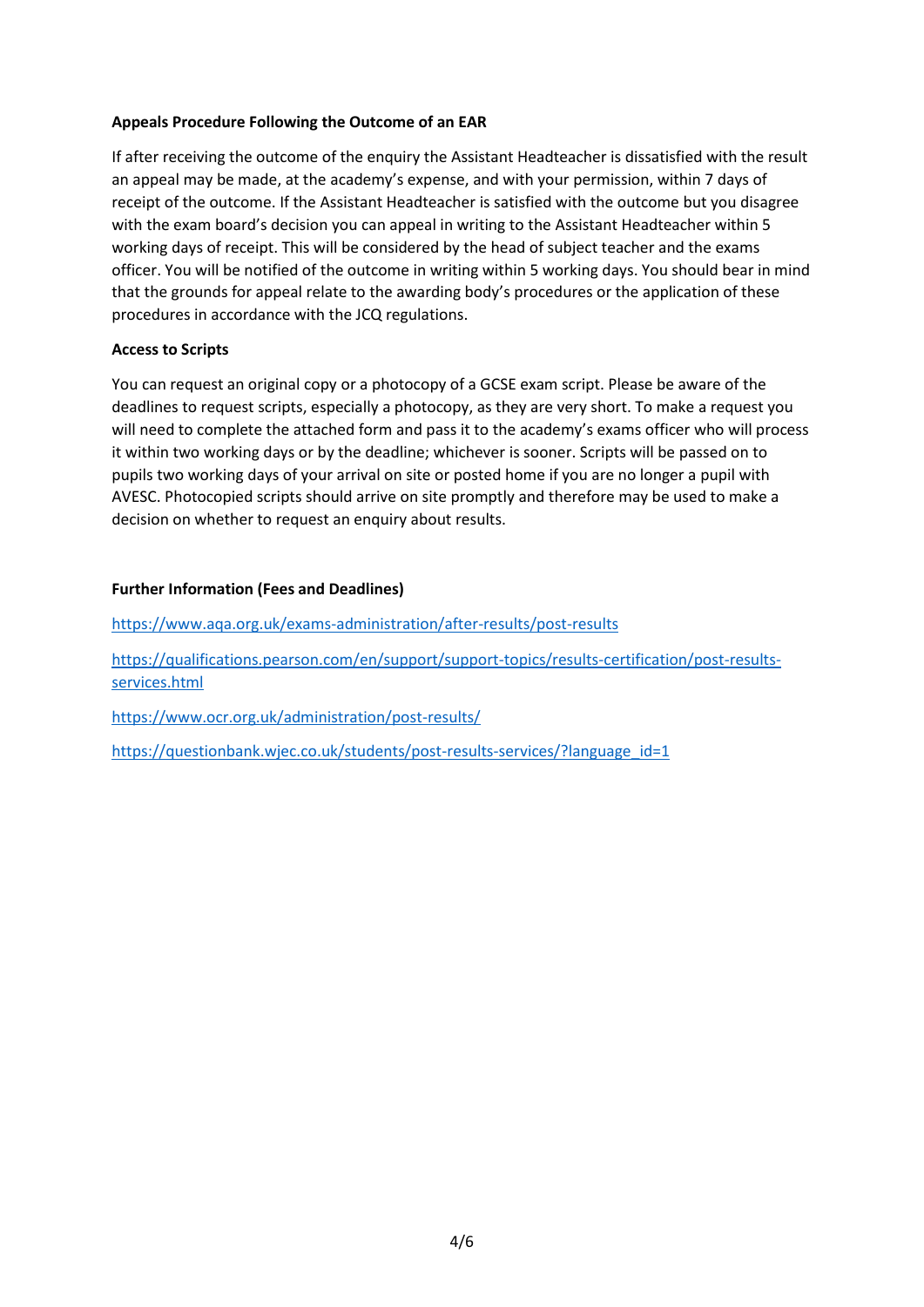**Appeals Procedure Following the Outcome of an EAR**

If after receiving the outcome of the enquiry the Assistant Headteacher is dissatisfied with the result an appeal may be made, at the academy's expense, and with your permission, within 7 days of receipt of the outcome. If the Assistant Headteacher is satisfied with the outcome but you disagree with the exam board's decision you can appeal in writing to the Assistant Headteacher within 5 working days of receipt. This will be considered by the head of subject teacher and the exams officer. You will be notified of the outcome in writing within 5 working days. You should bear in mind that the grounds for appeal relate to the awarding body's procedures or the application of these procedures in accordance with the JCQ regulations.

**Access to Scripts**

You can request an original copy or a photocopy of a GCSE exam script. Please be aware of the deadlines to request scripts, especially a photocopy, as they are very short. To make a request you will need to complete the attached form and pass it to the academy's exams officer who will process it within two working days or by the deadline; whichever is sooner. Scripts will be passed on to pupils two working days of your arrival on site or posted home if you are no longer a pupil with AVESC. Photocopied scripts should arrive on site promptly and therefore may be used to make a decision on whether to request an enquiry about results.

**Further Information (Fees and Deadlines)**

https://www.aqa.org.uk/exams-administration/after-results/post-results

https://qualifications.pearson.com/en/support/support-topics/results-certification/post-results-services.html

https://www.ocr.org.uk/administration/post-results/

https://questionbank.wjec.co.uk/students/post-results-services/?language_id=1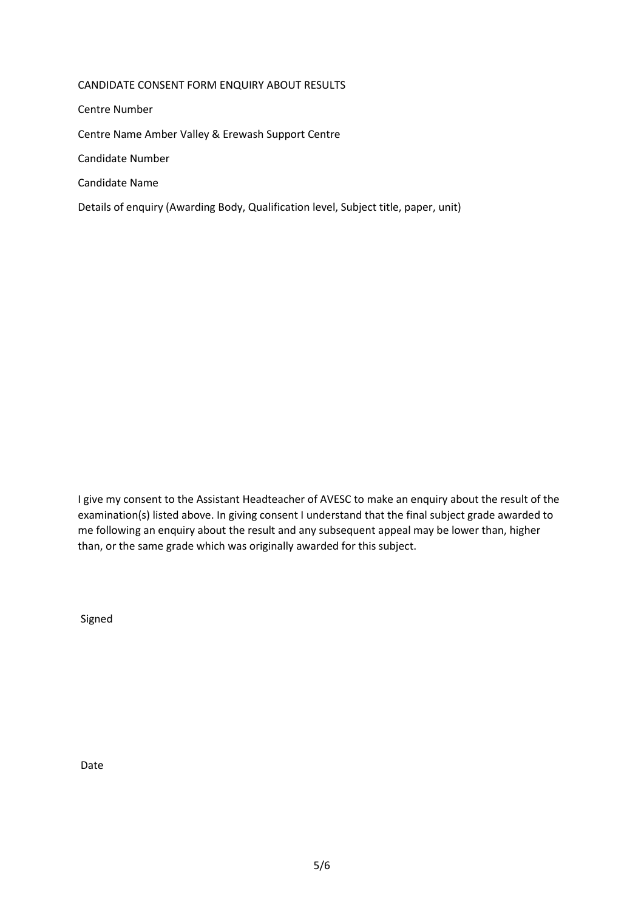# CANDIDATE CONSENT FORM ENQUIRY ABOUT RESULTS

Centre Number

Centre Name Amber Valley & Erewash Support Centre

Candidate Number

Candidate Name

Details of enquiry (Awarding Body, Qualification level, Subject title, paper, unit)

I give my consent to the Assistant Headteacher of AVESC to make an enquiry about the result of the examination(s) listed above. In giving consent I understand that the final subject grade awarded to me following an enquiry about the result and any subsequent appeal may be lower than, higher than, or the same grade which was originally awarded for this subject.

Signed

Date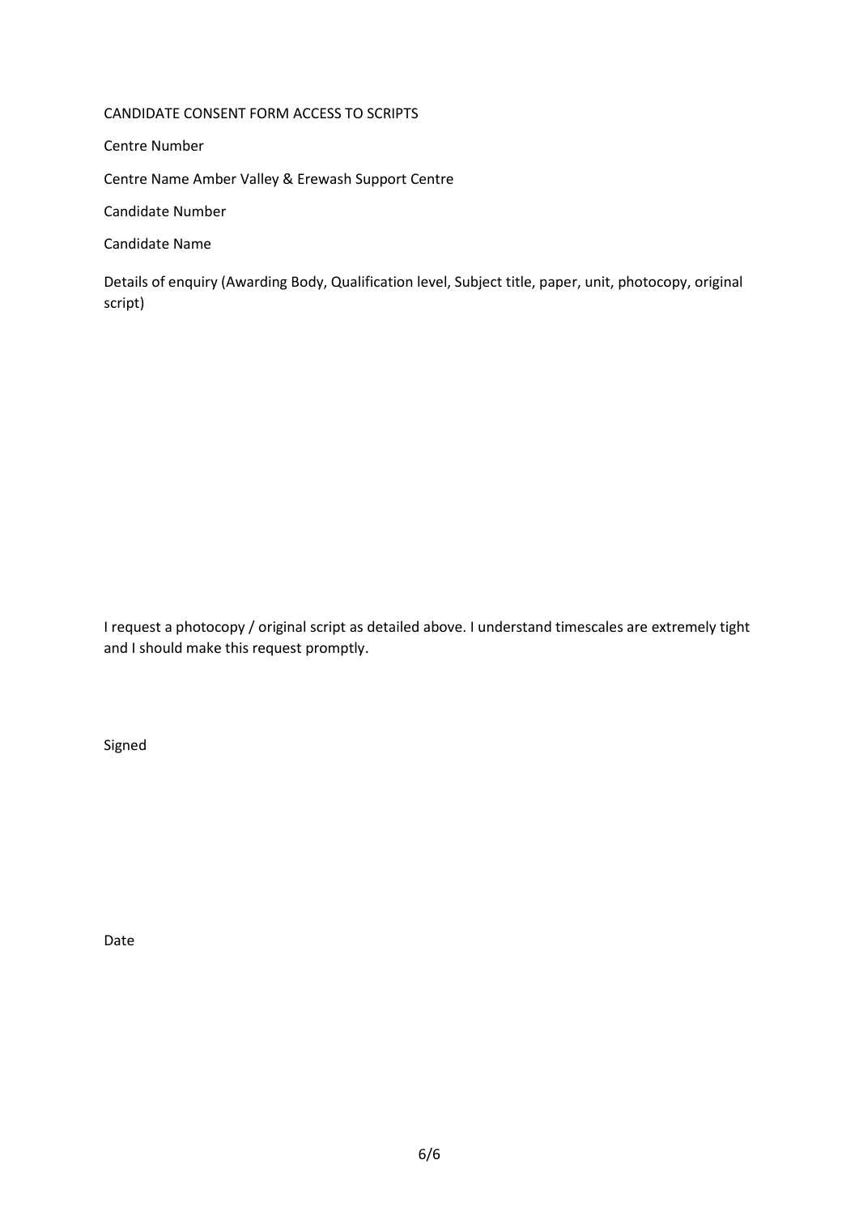CANDIDATE CONSENT FORM ACCESS TO SCRIPTS

Centre Number

Centre Name Amber Valley & Erewash Support Centre

Candidate Number

Candidate Name

Details of enquiry (Awarding Body, Qualification level, Subject title, paper, unit, photocopy, original script)

I request a photocopy / original script as detailed above. I understand timescales are extremely tight and I should make this request promptly.

Signed

Date